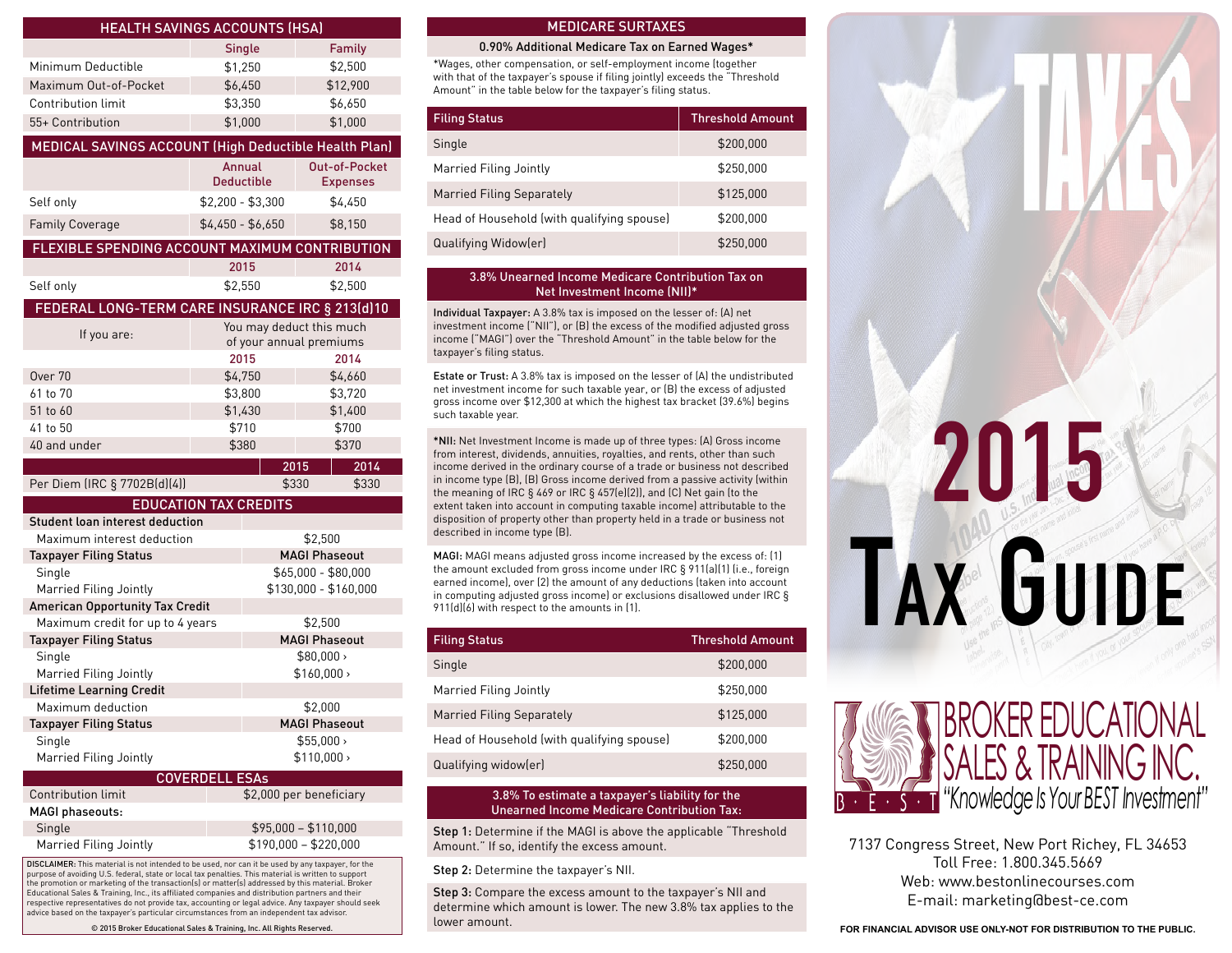## HEALTH SAVINGS ACCOUNTS (HSA)

| | Single | Family |
|---|---|---|
| Minimum Deductible | $1,250 | $2,500 |
| Maximum Out-of-Pocket | $6,450 | $12,900 |
| Contribution limit | $3,350 | $6,650 |
| 55+ Contribution | $1,000 | $1,000 |

## MEDICAL SAVINGS ACCOUNT (High Deductible Health Plan)

| | Annual Deductible | Out-of-Pocket Expenses |
|---|---|---|
| Self only | $2,200 - $3,300 | $4,450 |
| Family Coverage | $4,450 - $6,650 | $8,150 |

## FLEXIBLE SPENDING ACCOUNT MAXIMUM CONTRIBUTION

| | 2015 | 2014 |
|---|---|---|
| Self only | $2,550 | $2,500 |

## FEDERAL LONG-TERM CARE INSURANCE IRC § 213(d)10

| If you are: | You may deduct this much of your annual premiums | |
|---|---|---|
| | 2015 | 2014 |
| Over 70 | $4,750 | $4,660 |
| 61 to 70 | $3,800 | $3,720 |
| 51 to 60 | $1,430 | $1,400 |
| 41 to 50 | $710 | $700 |
| 40 and under | $380 | $370 |

| | 2015 | 2014 |
|---|---|---|
| Per Diem (IRC § 7702B(d)(4)) | $330 | $330 |

## EDUCATION TAX CREDITS

| **Student loan interest deduction** | |
|---|---|
| Maximum interest deduction | $2,500 |
| **Taxpayer Filing Status** | **MAGI Phaseout** |
| Single | $65,000 - $80,000 |
| Married Filing Jointly | $130,000 - $160,000 |
| **American Opportunity Tax Credit** | |
| Maximum credit for up to 4 years | $2,500 |
| **Taxpayer Filing Status** | **MAGI Phaseout** |
| Single | $80,000 › |
| Married Filing Jointly | $160,000 › |
| **Lifetime Learning Credit** | |
| Maximum deduction | $2,000 |
| **Taxpayer Filing Status** | **MAGI Phaseout** |
| Single | $55,000 › |
| Married Filing Jointly | $110,000 › |

## COVERDELL ESAs

| Contribution limit | $2,000 per beneficiary |
|---|---|
| **MAGI phaseouts:** | |
| Single | $95,000 – $110,000 |
| Married Filing Jointly | $190,000 – $220,000 |

**DISCLAIMER:** This material is not intended to be used, nor can it be used by any taxpayer, for the purpose of avoiding U.S. federal, state or local tax penalties. This material is written to support the promotion or marketing of the transaction(s) or matter(s) addressed by this material. Broker Educational Sales & Training, Inc., its affiliated companies and distribution partners and their respective representatives do not provide tax, accounting or legal advice. Any taxpayer should seek advice based on the taxpayer's particular circumstances from an independent tax advisor.

© 2015 Broker Educational Sales & Training, Inc. All Rights Reserved.

## MEDICARE SURTAXES

### 0.90% Additional Medicare Tax on Earned Wages*

*Wages, other compensation, or self-employment income (together with that of the taxpayer's spouse if filing jointly) exceeds the "Threshold Amount" in the table below for the taxpayer's filing status.

| Filing Status | Threshold Amount |
|---|---|
| Single | $200,000 |
| Married Filing Jointly | $250,000 |
| Married Filing Separately | $125,000 |
| Head of Household (with qualifying spouse) | $200,000 |
| Qualifying Widow(er) | $250,000 |

### 3.8% Unearned Income Medicare Contribution Tax on Net Investment Income (NII)*

**Individual Taxpayer:** A 3.8% tax is imposed on the lesser of: (A) net investment income ("NII"), or (B) the excess of the modified adjusted gross income ("MAGI") over the "Threshold Amount" in the table below for the taxpayer's filing status.

**Estate or Trust:** A 3.8% tax is imposed on the lesser of (A) the undistributed net investment income for such taxable year, or (B) the excess of adjusted gross income over $12,300 at which the highest tax bracket (39.6%) begins such taxable year.

***NII:** Net Investment Income is made up of three types: (A) Gross income from interest, dividends, annuities, royalties, and rents, other than such income derived in the ordinary course of a trade or business not described in income type (B), (B) Gross income derived from a passive activity (within the meaning of IRC § 469 or IRC § 457(e)(2)), and (C) Net gain (to the extent taken into account in computing taxable income) attributable to the disposition of property other than property held in a trade or business not described in income type (B).

**MAGI:** MAGI means adjusted gross income increased by the excess of: (1) the amount excluded from gross income under IRC § 911(a)(1) (i.e., foreign earned income), over (2) the amount of any deductions (taken into account in computing adjusted gross income) or exclusions disallowed under IRC § 911(d)(6) with respect to the amounts in (1).

| Filing Status | Threshold Amount |
|---|---|
| Single | $200,000 |
| Married Filing Jointly | $250,000 |
| Married Filing Separately | $125,000 |
| Head of Household (with qualifying spouse) | $200,000 |
| Qualifying widow(er) | $250,000 |

### 3.8% To estimate a taxpayer's liability for the Unearned Income Medicare Contribution Tax:

**Step 1:** Determine if the MAGI is above the applicable "Threshold Amount." If so, identify the excess amount.

**Step 2:** Determine the taxpayer's NII.

**Step 3:** Compare the excess amount to the taxpayer's NII and determine which amount is lower. The new 3.8% tax applies to the lower amount.

# TAXES

# 2015 Tax Guide

## BROKER EDUCATIONAL SALES & TRAINING INC.

B · E · S · T "Knowledge Is Your BEST Investment"

7137 Congress Street, New Port Richey, FL 34653
Toll Free: 1.800.345.5669
Web: www.bestonlinecourses.com
E-mail: marketing@best-ce.com

**FOR FINANCIAL ADVISOR USE ONLY-NOT FOR DISTRIBUTION TO THE PUBLIC.**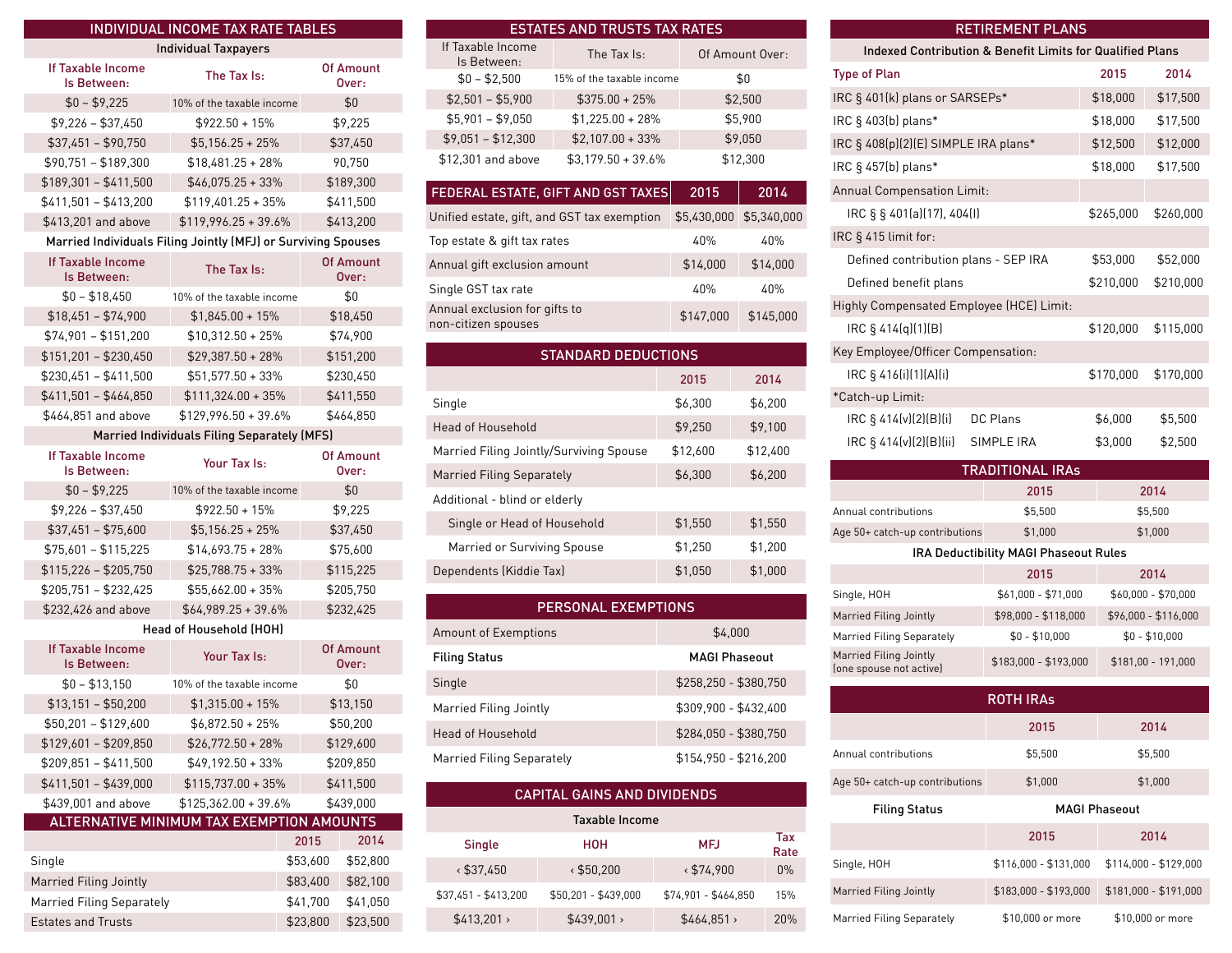## INDIVIDUAL INCOME TAX RATE TABLES

### Individual Taxpayers

| If Taxable Income Is Between: | The Tax Is: | Of Amount Over: |
|---|---|---|
| $0 – $9,225 | 10% of the taxable income | $0 |
| $9,226 – $37,450 | $922.50 + 15% | $9,225 |
| $37,451 – $90,750 | $5,156.25 + 25% | $37,450 |
| $90,751 – $189,300 | $18,481.25 + 28% | 90,750 |
| $189,301 – $411,500 | $46,075.25 + 33% | $189,300 |
| $411,501 – $413,200 | $119,401.25 + 35% | $411,500 |
| $413,201 and above | $119,996.25 + 39.6% | $413,200 |

### Married Individuals Filing Jointly (MFJ) or Surviving Spouses

| If Taxable Income Is Between: | The Tax Is: | Of Amount Over: |
|---|---|---|
| $0 – $18,450 | 10% of the taxable income | $0 |
| $18,451 – $74,900 | $1,845.00 + 15% | $18,450 |
| $74,901 – $151,200 | $10,312.50 + 25% | $74,900 |
| $151,201 – $230,450 | $29,387.50 + 28% | $151,200 |
| $230,451 – $411,500 | $51,577.50 + 33% | $230,450 |
| $411,501 – $464,850 | $111,324.00 + 35% | $411,550 |
| $464,851 and above | $129,996.50 + 39.6% | $464,850 |

### Married Individuals Filing Separately (MFS)

| If Taxable Income Is Between: | Your Tax Is: | Of Amount Over: |
|---|---|---|
| $0 – $9,225 | 10% of the taxable income | $0 |
| $9,226 – $37,450 | $922.50 + 15% | $9,225 |
| $37,451 – $75,600 | $5,156.25 + 25% | $37,450 |
| $75,601 – $115,225 | $14,693.75 + 28% | $75,600 |
| $115,226 – $205,750 | $25,788.75 + 33% | $115,225 |
| $205,751 – $232,425 | $55,662.00 + 35% | $205,750 |
| $232,426 and above | $64,989.25 + 39.6% | $232,425 |

### Head of Household (HOH)

| If Taxable Income Is Between: | Your Tax Is: | Of Amount Over: |
|---|---|---|
| $0 – $13,150 | 10% of the taxable income | $0 |
| $13,151 – $50,200 | $1,315.00 + 15% | $13,150 |
| $50,201 – $129,600 | $6,872.50 + 25% | $50,200 |
| $129,601 – $209,850 | $26,772.50 + 28% | $129,600 |
| $209,851 – $411,500 | $49,192.50 + 33% | $209,850 |
| $411,501 – $439,000 | $115,737.00 + 35% | $411,500 |
| $439,001 and above | $125,362.00 + 39.6% | $439,000 |

## ALTERNATIVE MINIMUM TAX EXEMPTION AMOUNTS

| | 2015 | 2014 |
|---|---|---|
| Single | $53,600 | $52,800 |
| Married Filing Jointly | $83,400 | $82,100 |
| Married Filing Separately | $41,700 | $41,050 |
| Estates and Trusts | $23,800 | $23,500 |

## ESTATES AND TRUSTS TAX RATES

| If Taxable Income Is Between: | The Tax Is: | Of Amount Over: |
|---|---|---|
| $0 – $2,500 | 15% of the taxable income | $0 |
| $2,501 – $5,900 | $375.00 + 25% | $2,500 |
| $5,901 – $9,050 | $1,225.00 + 28% | $5,900 |
| $9,051 – $12,300 | $2,107.00 + 33% | $9,050 |
| $12,301 and above | $3,179.50 + 39.6% | $12,300 |

## FEDERAL ESTATE, GIFT AND GST TAXES

| FEDERAL ESTATE, GIFT AND GST TAXES | 2015 | 2014 |
|---|---|---|
| Unified estate, gift, and GST tax exemption | $5,430,000 | $5,340,000 |
| Top estate & gift tax rates | 40% | 40% |
| Annual gift exclusion amount | $14,000 | $14,000 |
| Single GST tax rate | 40% | 40% |
| Annual exclusion for gifts to non-citizen spouses | $147,000 | $145,000 |

## STANDARD DEDUCTIONS

| | 2015 | 2014 |
|---|---|---|
| Single | $6,300 | $6,200 |
| Head of Household | $9,250 | $9,100 |
| Married Filing Jointly/Surviving Spouse | $12,600 | $12,400 |
| Married Filing Separately | $6,300 | $6,200 |
| Additional - blind or elderly | | |
| Single or Head of Household | $1,550 | $1,550 |
| Married or Surviving Spouse | $1,250 | $1,200 |
| Dependents (Kiddie Tax) | $1,050 | $1,000 |

## PERSONAL EXEMPTIONS

| | |
|---|---|
| Amount of Exemptions | $4,000 |
| **Filing Status** | **MAGI Phaseout** |
| Single | $258,250 - $380,750 |
| Married Filing Jointly | $309,900 - $432,400 |
| Head of Household | $284,050 - $380,750 |
| Married Filing Separately | $154,950 - $216,200 |

## CAPITAL GAINS AND DIVIDENDS

| Taxable Income | | | |
|---|---|---|---|
| Single | HOH | MFJ | Tax Rate |
| ‹ $37,450 | ‹ $50,200 | ‹ $74,900 | 0% |
| $37,451 - $413,200 | $50,201 - $439,000 | $74,901 - $464,850 | 15% |
| $413,201 › | $439,001 › | $464,851 › | 20% |

## RETIREMENT PLANS

### Indexed Contribution & Benefit Limits for Qualified Plans

| Type of Plan | | 2015 | 2014 |
|---|---|---|---|
| IRC § 401(k) plans or SARSEPs* | | $18,000 | $17,500 |
| IRC § 403(b) plans* | | $18,000 | $17,500 |
| IRC § 408(p)(2)(E) SIMPLE IRA plans* | | $12,500 | $12,000 |
| IRC § 457(b) plans* | | $18,000 | $17,500 |
| Annual Compensation Limit: | | | |
| IRC § § 401(a)(17), 404(l) | | $265,000 | $260,000 |
| IRC § 415 limit for: | | | |
| Defined contribution plans - SEP IRA | | $53,000 | $52,000 |
| Defined benefit plans | | $210,000 | $210,000 |
| Highly Compensated Employee (HCE) Limit: | | | |
| IRC § 414(q)(1)(B) | | $120,000 | $115,000 |
| Key Employee/Officer Compensation: | | | |
| IRC § 416(i)(1)(A)(i) | | $170,000 | $170,000 |
| *Catch-up Limit: | | | |
| IRC § 414(v)(2)(B)(i) | DC Plans | $6,000 | $5,500 |
| IRC § 414(v)(2)(B)(ii) | SIMPLE IRA | $3,000 | $2,500 |

## TRADITIONAL IRAs

| | 2015 | 2014 |
|---|---|---|
| Annual contributions | $5,500 | $5,500 |
| Age 50+ catch-up contributions | $1,000 | $1,000 |

### IRA Deductibility MAGI Phaseout Rules

| | 2015 | 2014 |
|---|---|---|
| Single, HOH | $61,000 - $71,000 | $60,000 - $70,000 |
| Married Filing Jointly | $98,000 - $118,000 | $96,000 - $116,000 |
| Married Filing Separately | $0 - $10,000 | $0 - $10,000 |
| Married Filing Jointly (one spouse not active) | $183,000 - $193,000 | $181,00 - 191,000 |

## ROTH IRAs

| | 2015 | 2014 |
|---|---|---|
| Annual contributions | $5,500 | $5,500 |
| Age 50+ catch-up contributions | $1,000 | $1,000 |

| Filing Status | MAGI Phaseout | |
|---|---|---|
| | 2015 | 2014 |
| Single, HOH | $116,000 - $131,000 | $114,000 - $129,000 |
| Married Filing Jointly | $183,000 - $193,000 | $181,000 - $191,000 |
| Married Filing Separately | $10,000 or more | $10,000 or more |